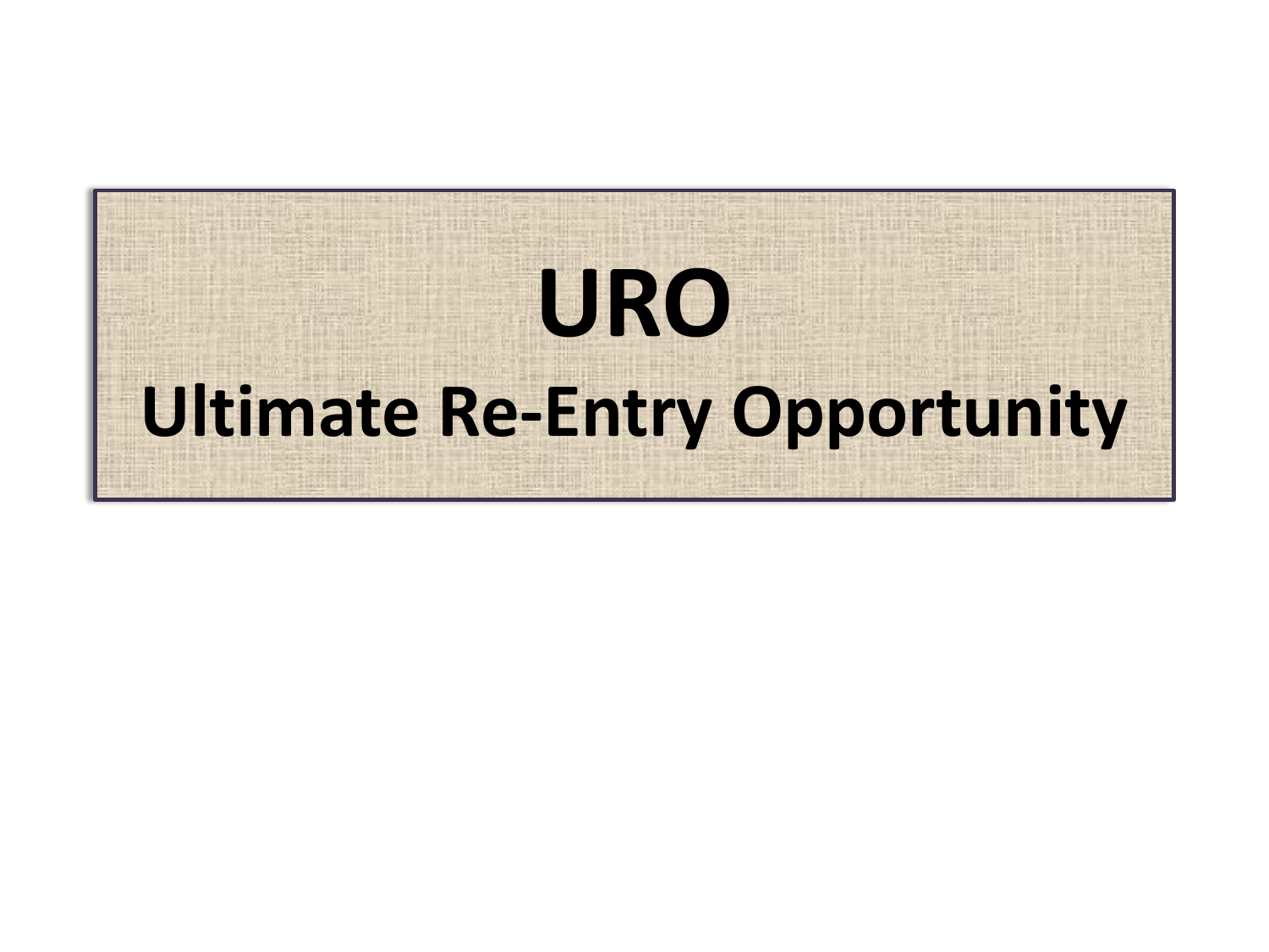# URO

## Ultimate Re-Entry Opportunity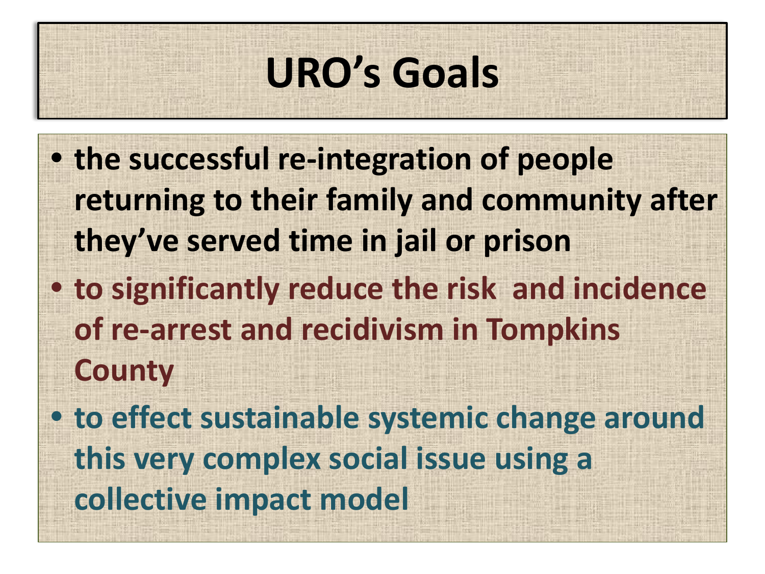# URO's Goals

- **the successful re-integration of people returning to their family and community after they've served time in jail or prison**
- **to significantly reduce the risk and incidence of re-arrest and recidivism in Tompkins County**
- **to effect sustainable systemic change around this very complex social issue using a collective impact model**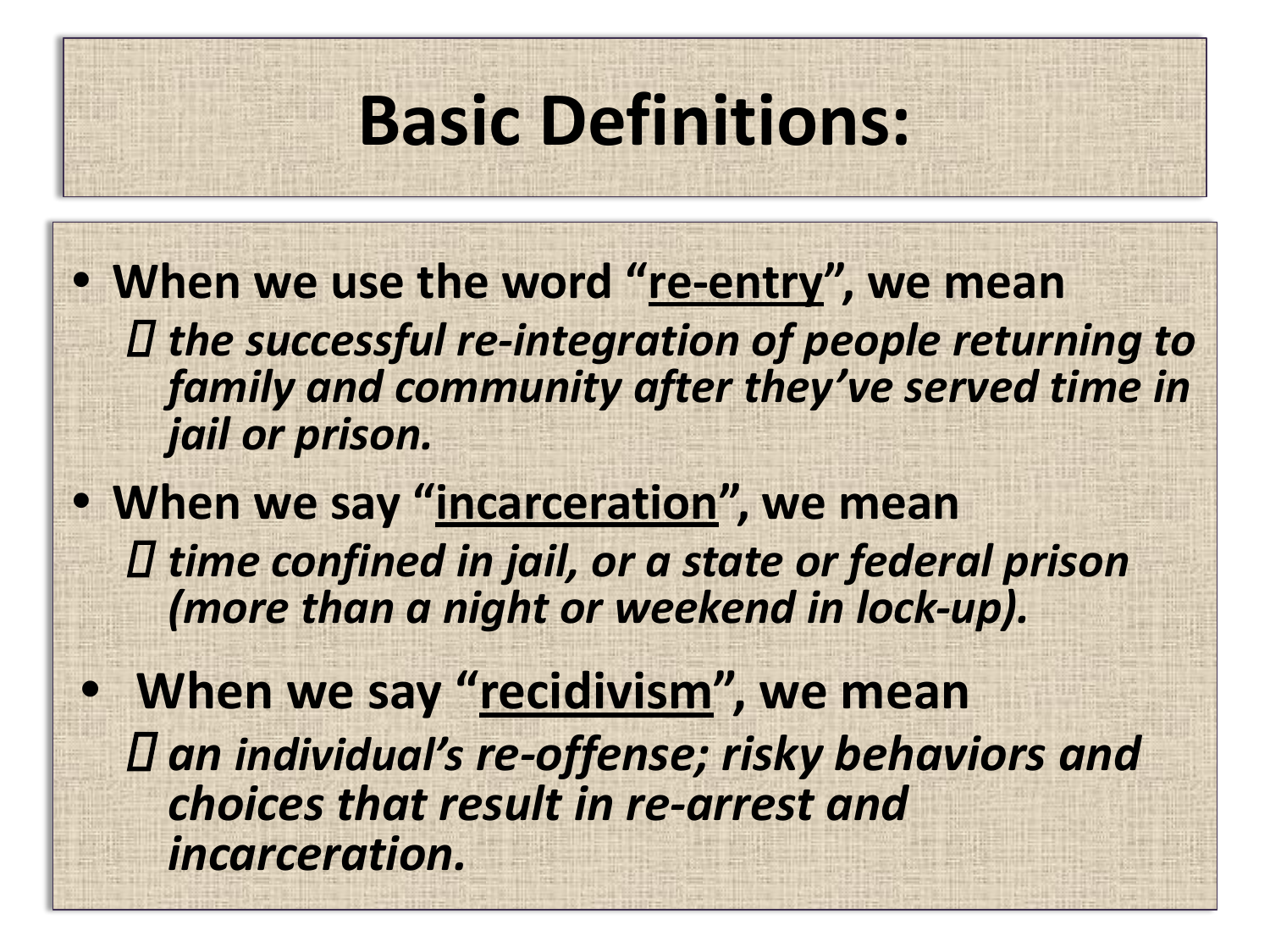# Basic Definitions:

- **When we use the word "<u>re-entry</u>", we mean**
  - ***the successful re-integration of people returning to family and community after they've served time in jail or prison.***
- **When we say "<u>incarceration</u>", we mean**
  - ***time confined in jail, or a state or federal prison (more than a night or weekend in lock-up).***
- **When we say "<u>recidivism</u>", we mean**
  - ***an individual's re-offense; risky behaviors and choices that result in re-arrest and incarceration.***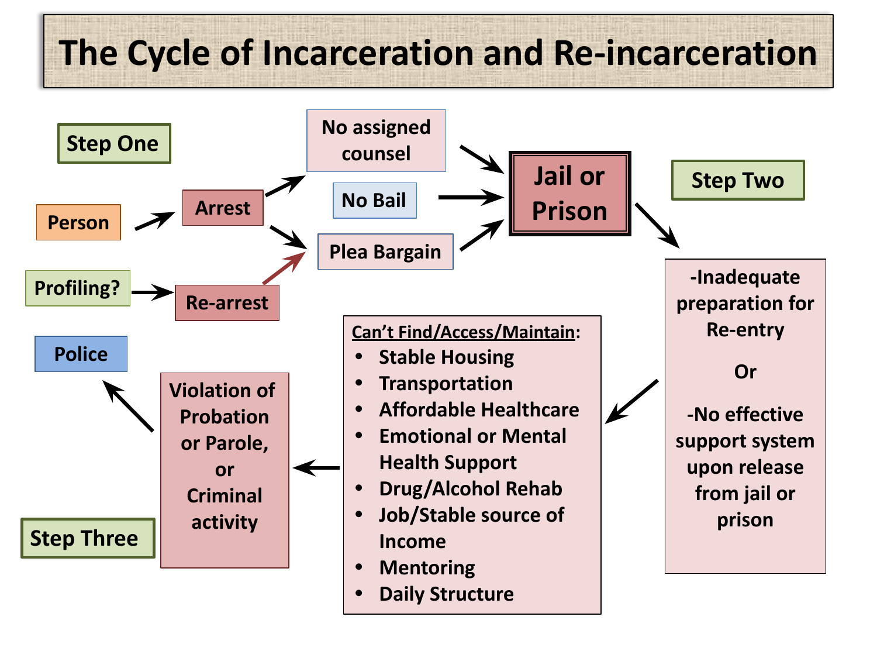# The Cycle of Incarceration and Re-incarceration

**Step One**

Person → Arrest → No assigned counsel / No Bail / Plea Bargain → Jail or Prison

Profiling? → Re-arrest → Plea Bargain

Police

**Step Two**

Jail or Prison →

-Inadequate preparation for Re-entry

Or

-No effective support system upon release from jail or prison

→

<u>Can't Find/Access/Maintain</u>:

- Stable Housing
- Transportation
- Affordable Healthcare
- Emotional or Mental Health Support
- Drug/Alcohol Rehab
- Job/Stable source of Income
- Mentoring
- Daily Structure

**Step Three**

→ Violation of Probation or Parole, or Criminal activity → Police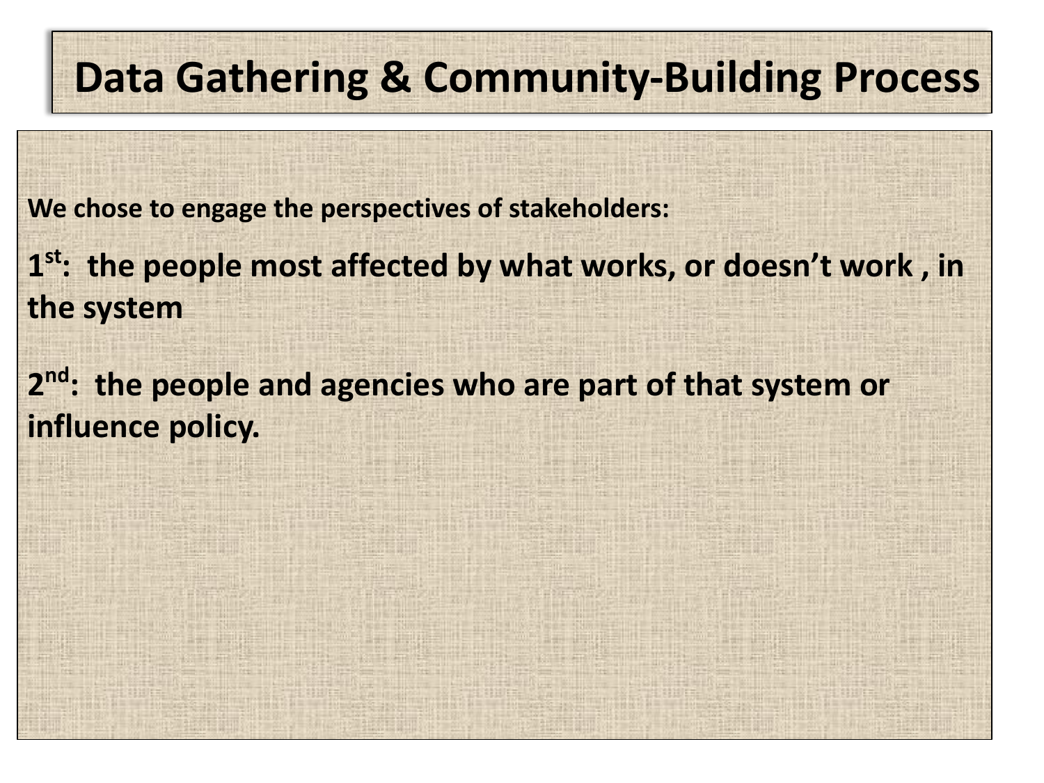# Data Gathering & Community-Building Process

**We chose to engage the perspectives of stakeholders:**

**1st: the people most affected by what works, or doesn't work , in the system**

**2nd: the people and agencies who are part of that system or influence policy.**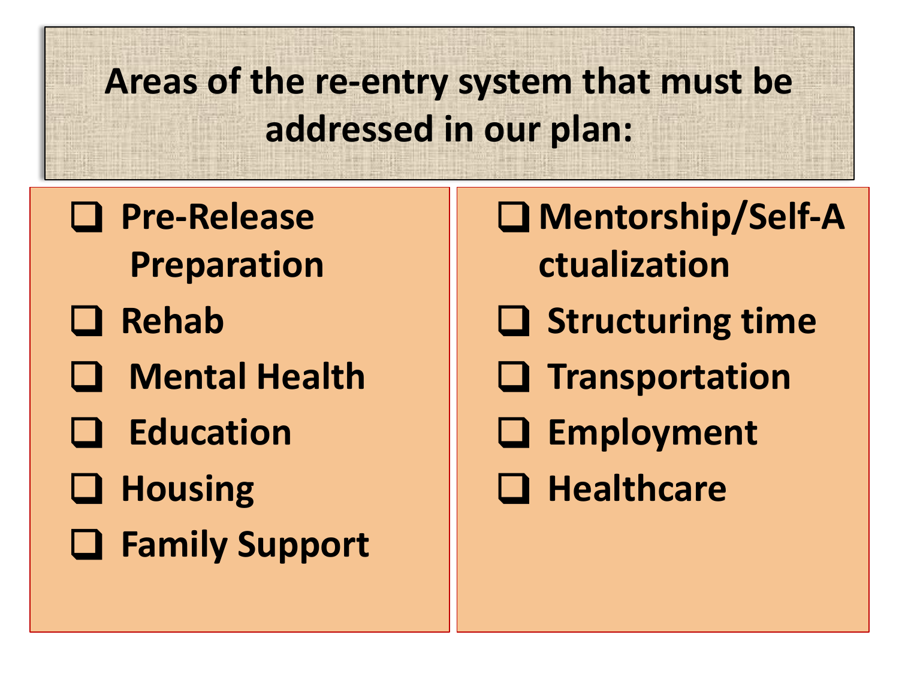# Areas of the re-entry system that must be addressed in our plan:

- [ ] Pre-Release Preparation
- [ ] Rehab
- [ ] Mental Health
- [ ] Education
- [ ] Housing
- [ ] Family Support
- [ ] Mentorship/Self-Actualization
- [ ] Structuring time
- [ ] Transportation
- [ ] Employment
- [ ] Healthcare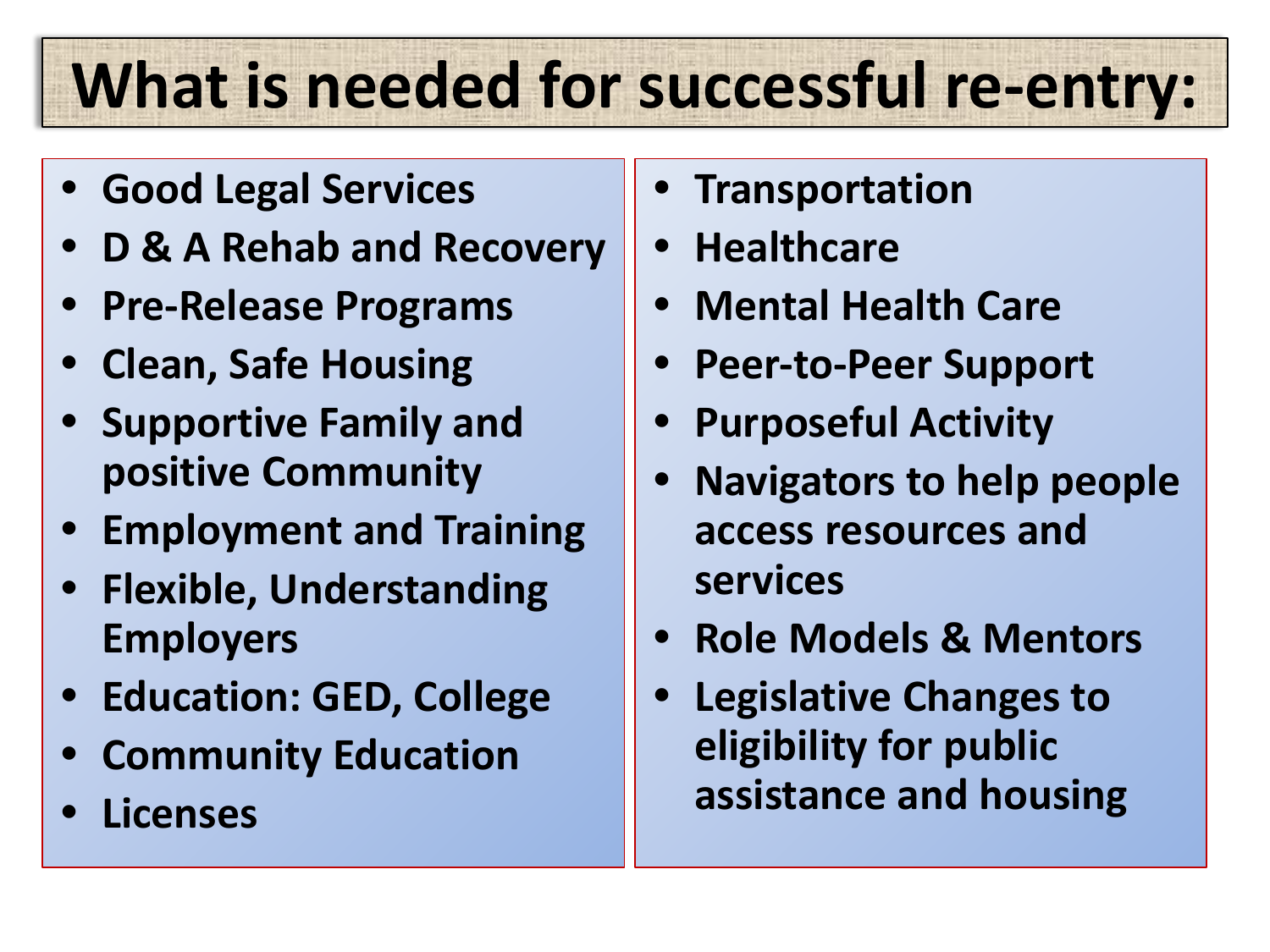# What is needed for successful re-entry:

- Good Legal Services
- D & A Rehab and Recovery
- Pre-Release Programs
- Clean, Safe Housing
- Supportive Family and positive Community
- Employment and Training
- Flexible, Understanding Employers
- Education: GED, College
- Community Education
- Licenses
- Transportation
- Healthcare
- Mental Health Care
- Peer-to-Peer Support
- Purposeful Activity
- Navigators to help people access resources and services
- Role Models & Mentors
- Legislative Changes to eligibility for public assistance and housing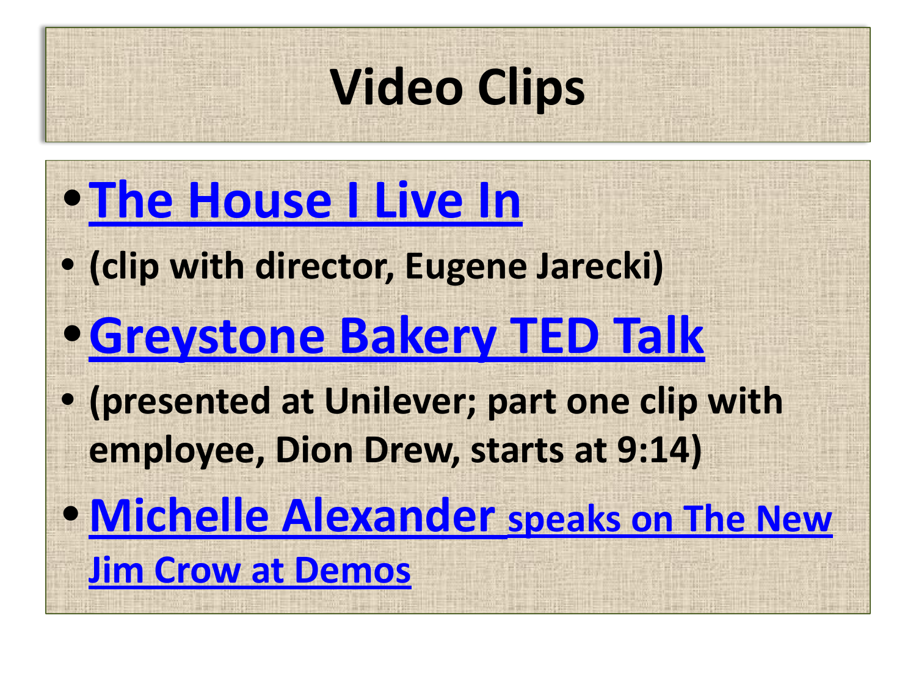# Video Clips

- The House I Live In
- (clip with director, Eugene Jarecki)
- Greystone Bakery TED Talk
- (presented at Unilever; part one clip with employee, Dion Drew, starts at 9:14)
- Michelle Alexander speaks on The New Jim Crow at Demos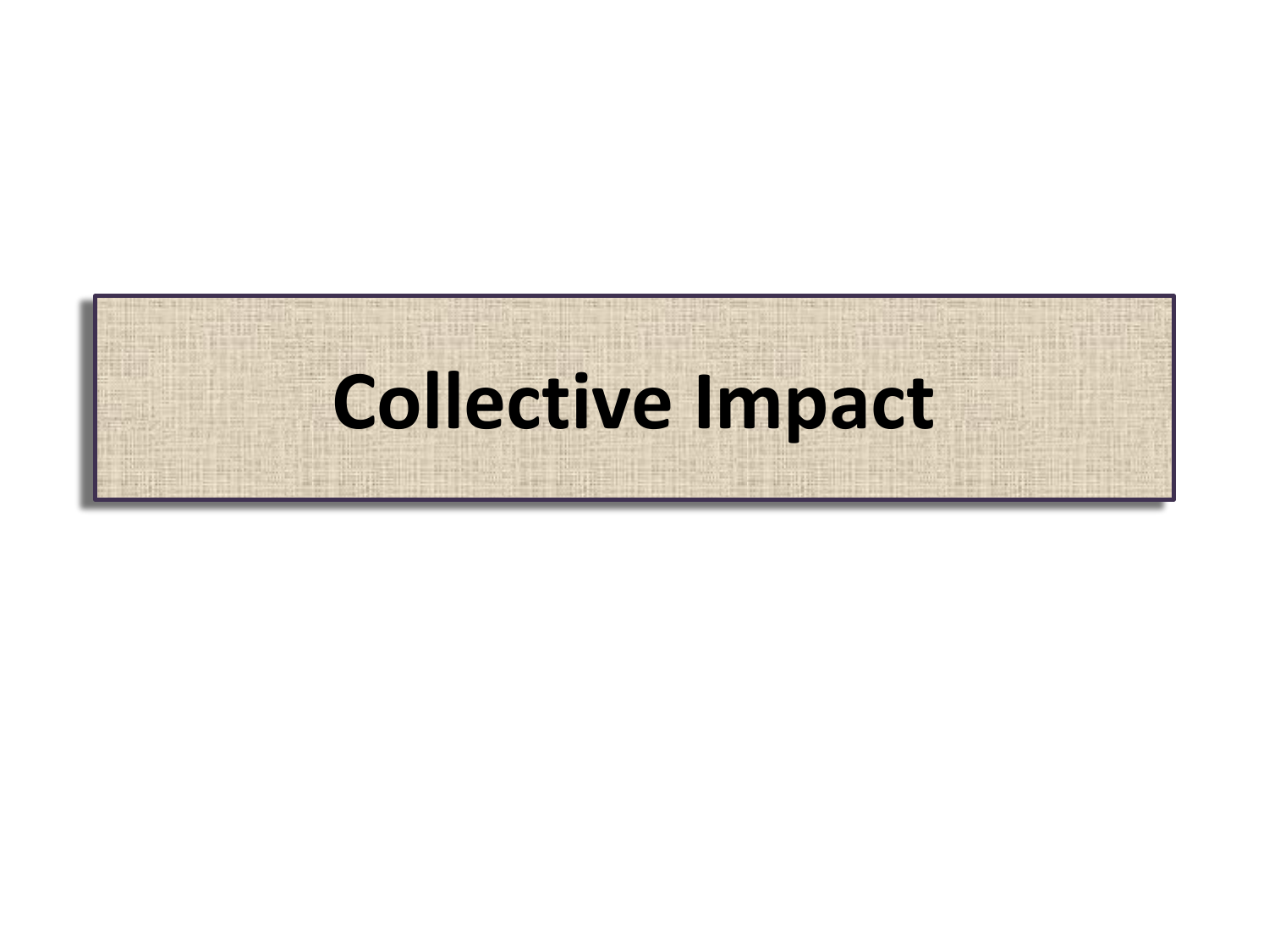# Collective Impact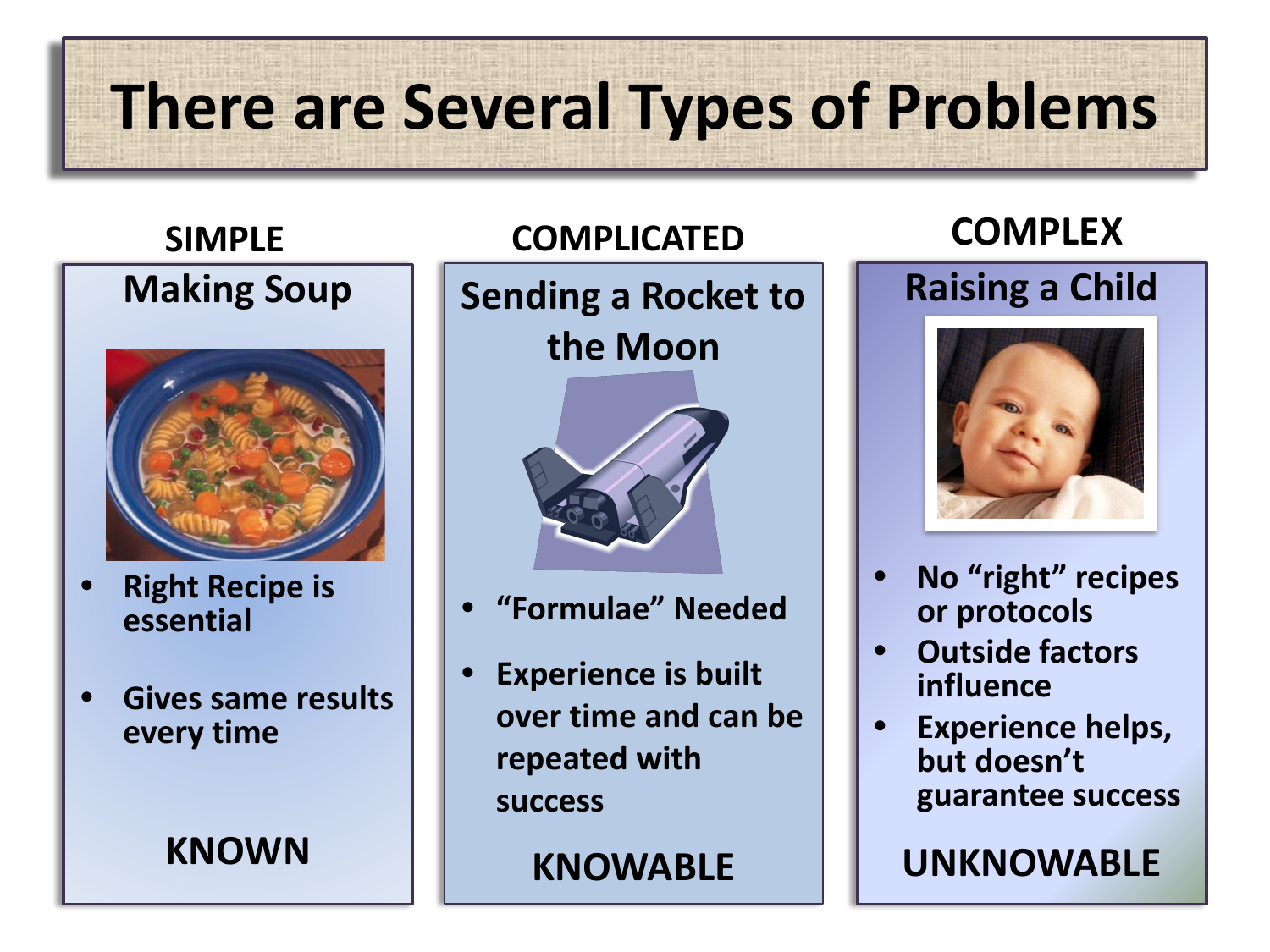# There are Several Types of Problems

## SIMPLE

### Making Soup

- Right Recipe is essential
- Gives same results every time

**KNOWN**

## COMPLICATED

### Sending a Rocket to the Moon

- "Formulae" Needed
- Experience is built over time and can be repeated with success

**KNOWABLE**

## COMPLEX

### Raising a Child

- No "right" recipes or protocols
- Outside factors influence
- Experience helps, but doesn't guarantee success

**UNKNOWABLE**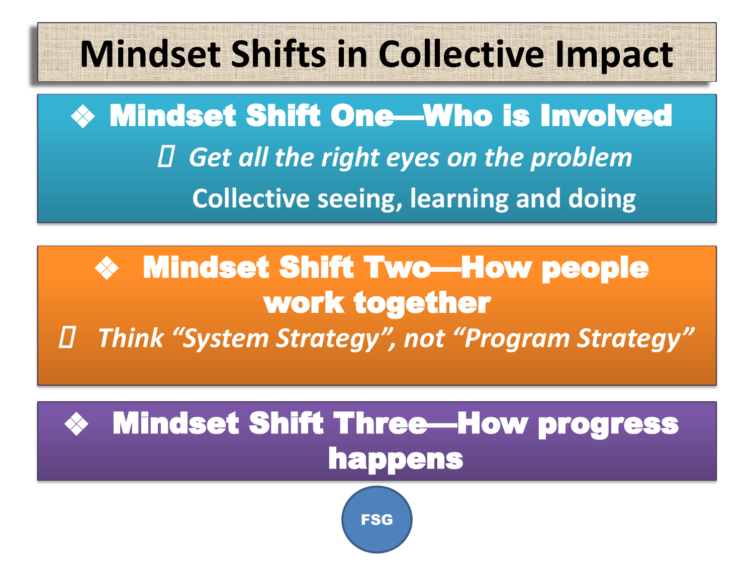# Mindset Shifts in Collective Impact

## ❖ Mindset Shift One—Who is Involved

- *Get all the right eyes on the problem*

  Collective seeing, learning and doing

## ❖ Mindset Shift Two—How people work together

- *Think "System Strategy", not "Program Strategy"*

## ❖ Mindset Shift Three—How progress happens

FSG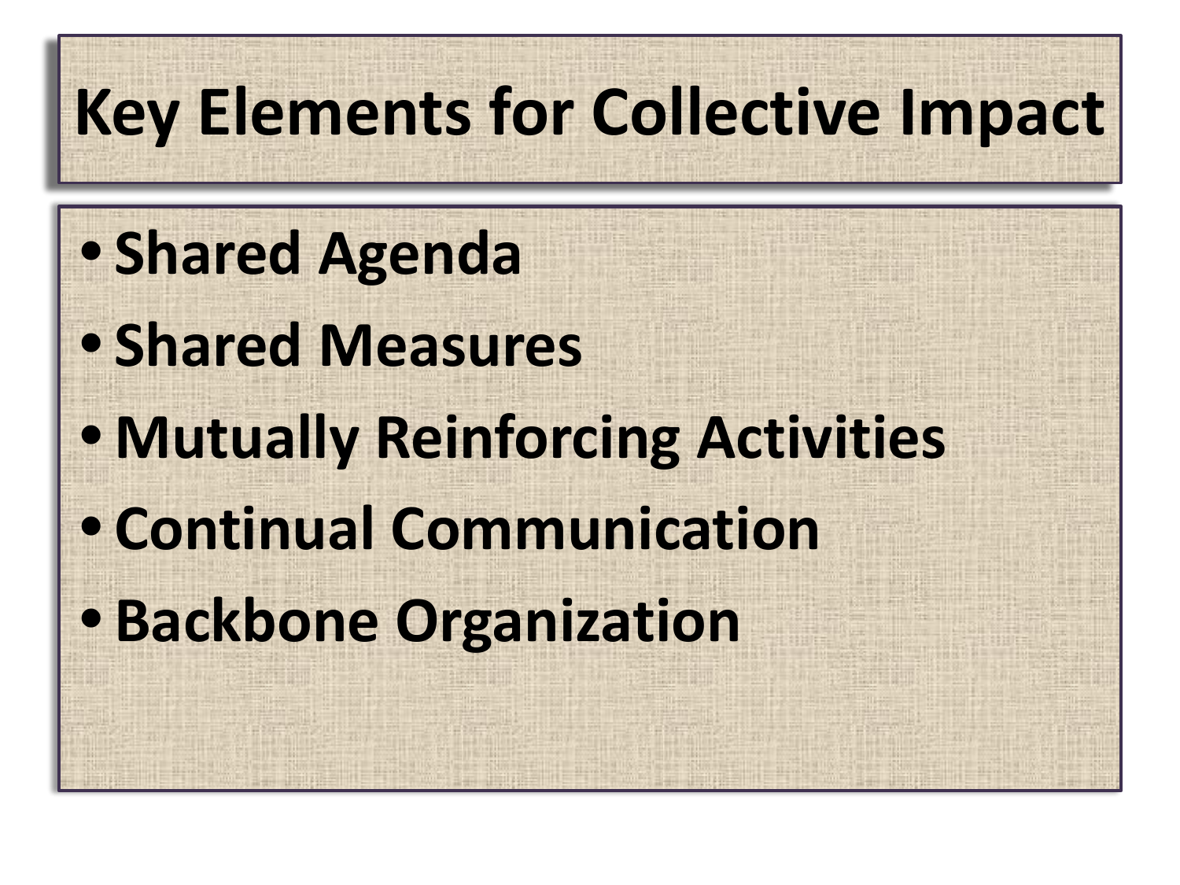# Key Elements for Collective Impact

- **Shared Agenda**
- **Shared Measures**
- **Mutually Reinforcing Activities**
- **Continual Communication**
- **Backbone Organization**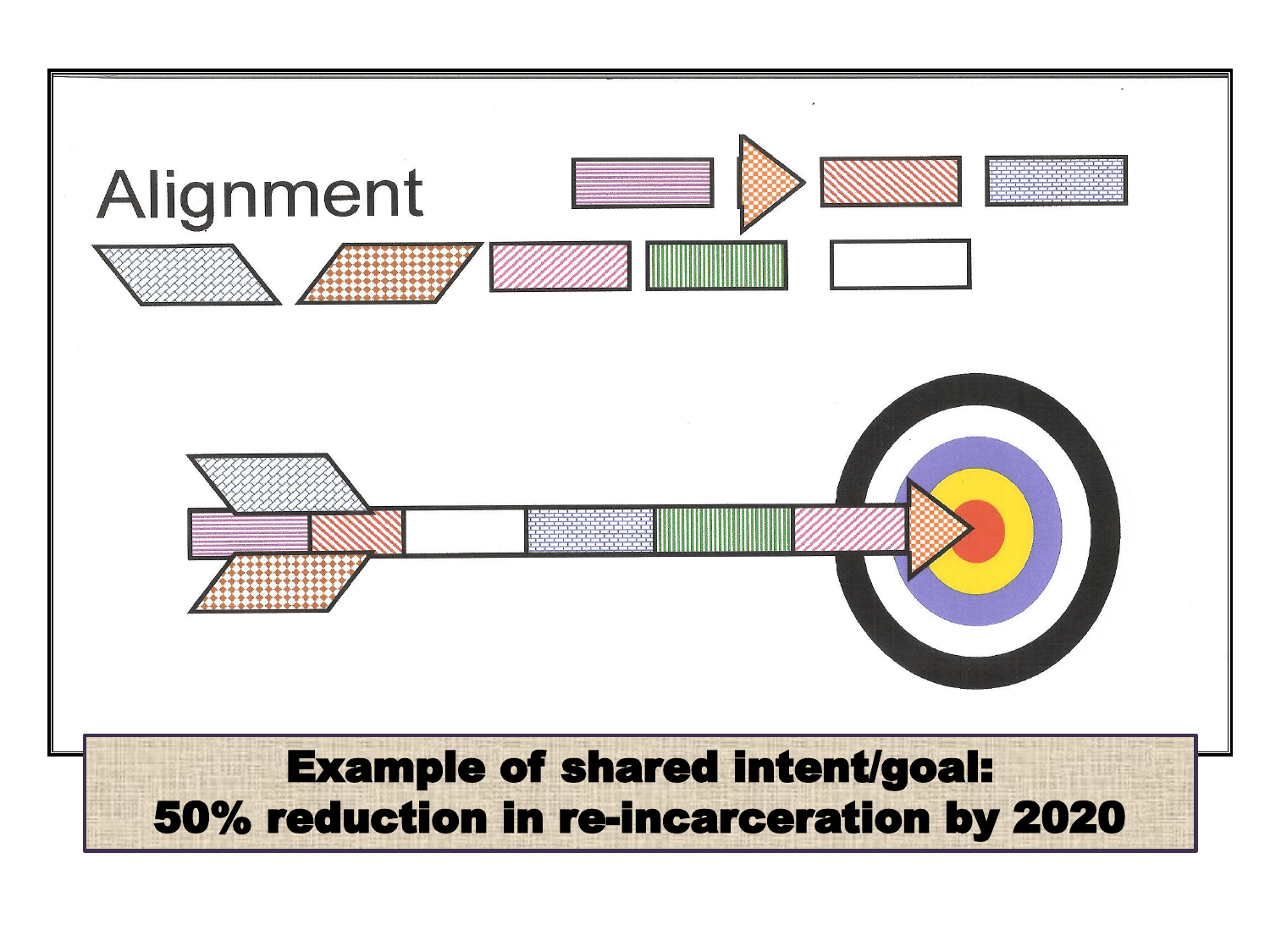# Alignment

**Example of shared intent/goal:**
**50% reduction in re-incarceration by 2020**